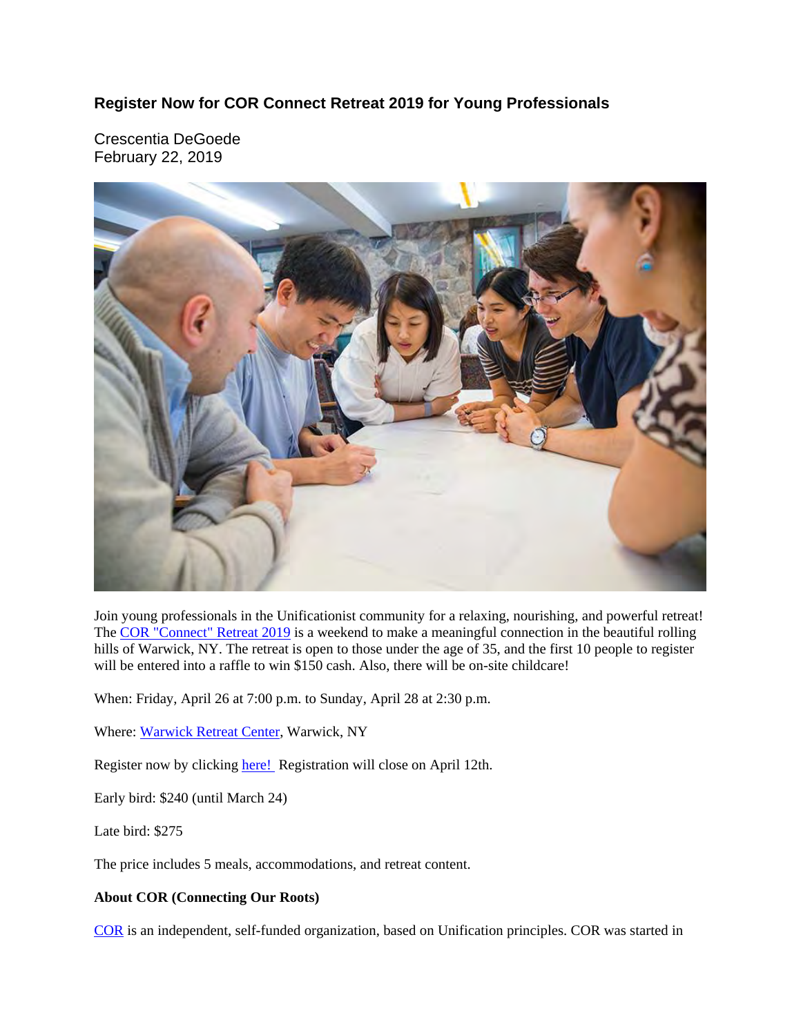## Register Now for COR Connect Retreat 2019 for Young Professionals

Crescentia DeGoede
February 22, 2019

Join young professionals in the Unificationist community for a relaxing, nourishing, and powerful retreat! The COR "Connect" Retreat 2019 is a weekend to make a meaningful connection in the beautiful rolling hills of Warwick, NY. The retreat is open to those under the age of 35, and the first 10 people to register will be entered into a raffle to win $150 cash. Also, there will be on-site childcare!

When: Friday, April 26 at 7:00 p.m. to Sunday, April 28 at 2:30 p.m.

Where: Warwick Retreat Center, Warwick, NY

Register now by clicking here! Registration will close on April 12th.

Early bird: $240 (until March 24)

Late bird: $275

The price includes 5 meals, accommodations, and retreat content.

**About COR (Connecting Our Roots)**

COR is an independent, self-funded organization, based on Unification principles. COR was started in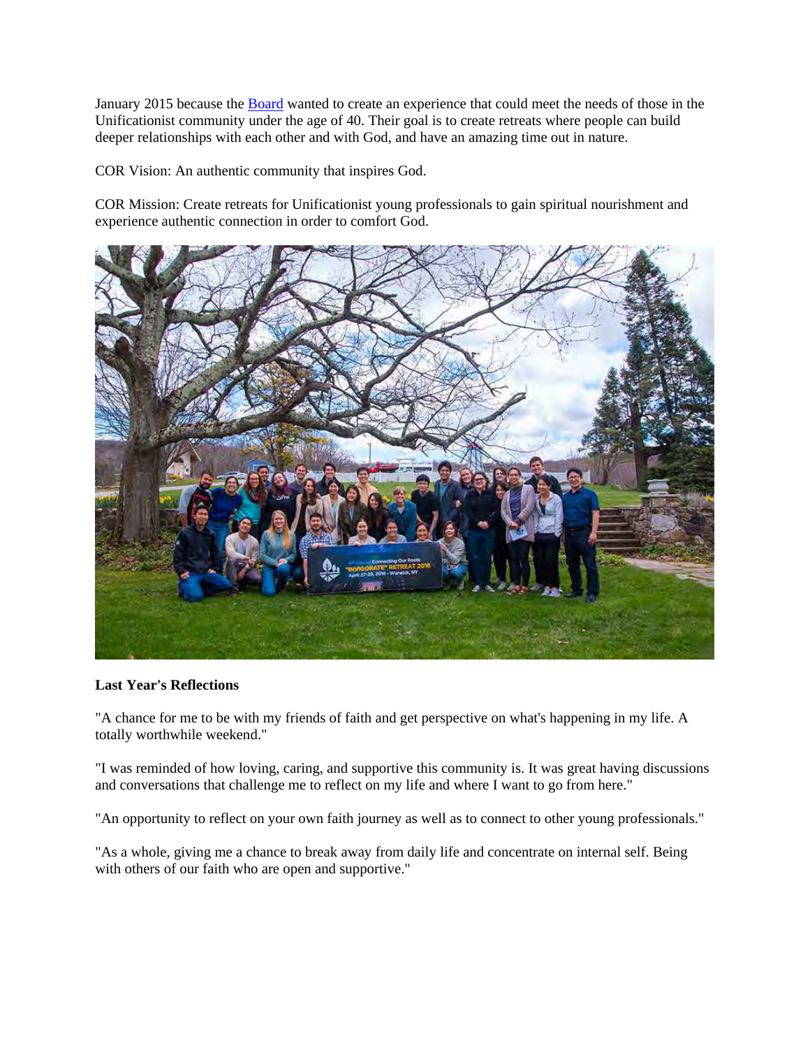January 2015 because the Board wanted to create an experience that could meet the needs of those in the Unificationist community under the age of 40. Their goal is to create retreats where people can build deeper relationships with each other and with God, and have an amazing time out in nature.

COR Vision: An authentic community that inspires God.

COR Mission: Create retreats for Unificationist young professionals to gain spiritual nourishment and experience authentic connection in order to comfort God.

**Last Year's Reflections**

"A chance for me to be with my friends of faith and get perspective on what's happening in my life. A totally worthwhile weekend."

"I was reminded of how loving, caring, and supportive this community is. It was great having discussions and conversations that challenge me to reflect on my life and where I want to go from here."

"An opportunity to reflect on your own faith journey as well as to connect to other young professionals."

"As a whole, giving me a chance to break away from daily life and concentrate on internal self. Being with others of our faith who are open and supportive."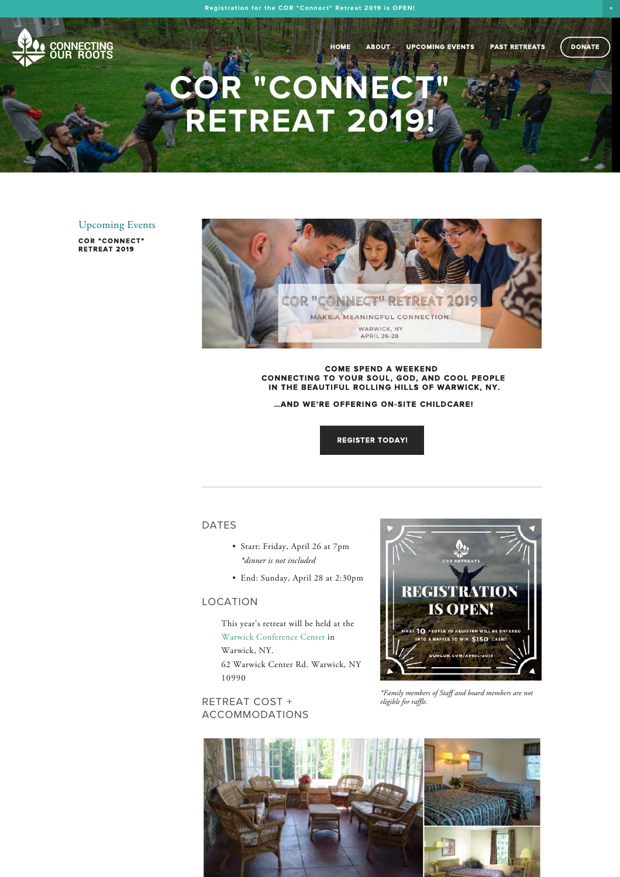Registration for the COR "Connect" Retreat 2019 is OPEN!

CONNECTING OUR ROOTS

HOME ABOUT UPCOMING EVENTS PAST RETREATS DONATE

# COR "CONNECT" RETREAT 2019!

Upcoming Events

**COR "CONNECT" RETREAT 2019**

**COME SPEND A WEEKEND CONNECTING TO YOUR SOUL, GOD, AND COOL PEOPLE IN THE BEAUTIFUL ROLLING HILLS OF WARWICK, NY.**

**…AND WE'RE OFFERING ON-SITE CHILDCARE!**

**REGISTER TODAY!**

---

## DATES

- Start: Friday, April 26 at 7pm
  *\*dinner is not included*
- End: Sunday, April 28 at 2:30pm

## LOCATION

This year's retreat will be held at the Warwick Conference Center in Warwick, NY.
62 Warwick Center Rd. Warwick, NY 10990

*\*Family members of Staff and board members are not eligible for raffle.*

## RETREAT COST + ACCOMMODATIONS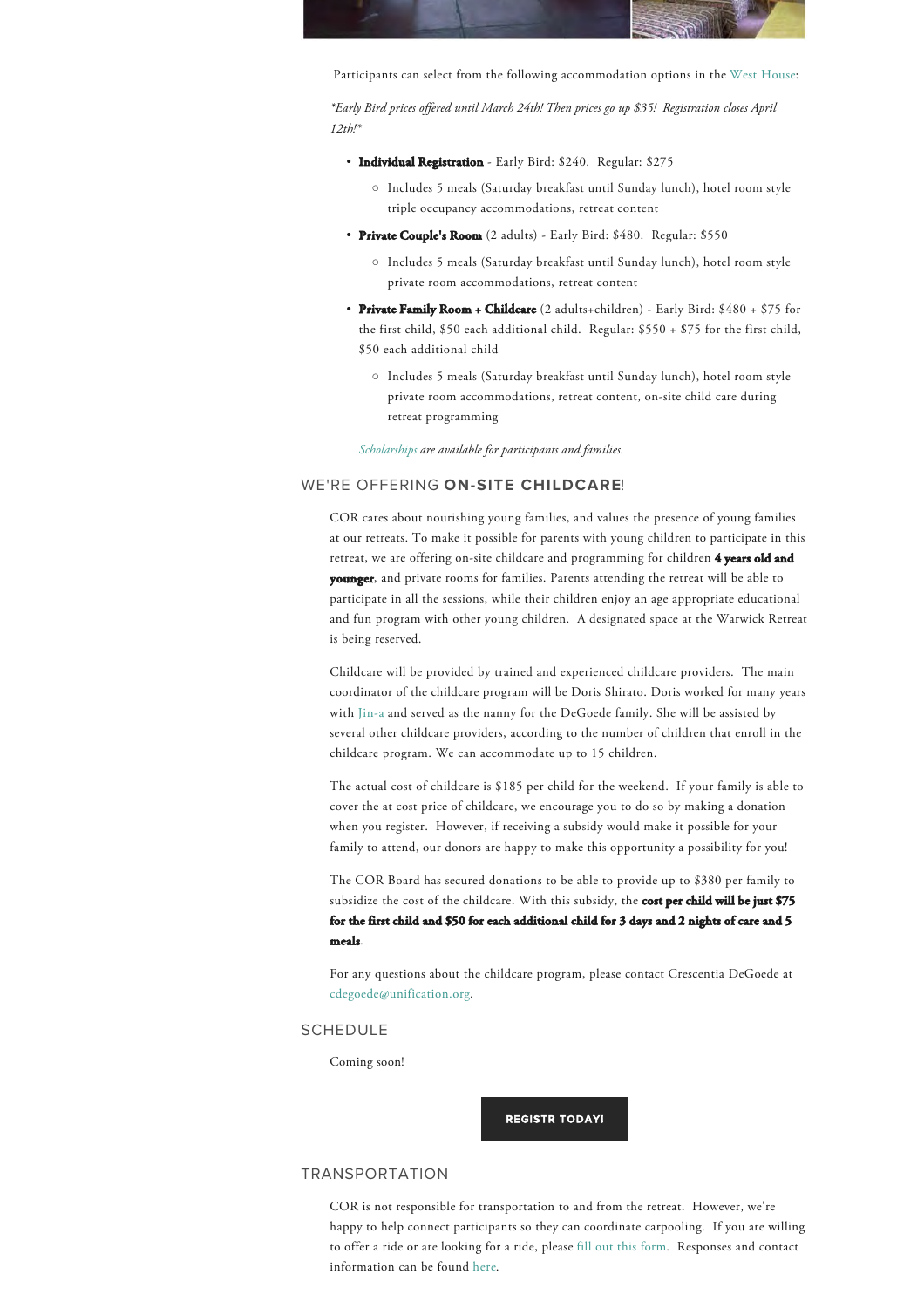Participants can select from the following accommodation options in the West House:

*\*Early Bird prices offered until March 24th! Then prices go up $35! Registration closes April 12th!\**

- **Individual Registration** - Early Bird: $240. Regular: $275
  - Includes 5 meals (Saturday breakfast until Sunday lunch), hotel room style triple occupancy accommodations, retreat content
- **Private Couple's Room** (2 adults) - Early Bird: $480. Regular: $550
  - Includes 5 meals (Saturday breakfast until Sunday lunch), hotel room style private room accommodations, retreat content
- **Private Family Room + Childcare** (2 adults+children) - Early Bird: $480 + $75 for the first child, $50 each additional child. Regular: $550 + $75 for the first child, $50 each additional child
  - Includes 5 meals (Saturday breakfast until Sunday lunch), hotel room style private room accommodations, retreat content, on-site child care during retreat programming

*Scholarships are available for participants and families.*

## WE'RE OFFERING **ON-SITE CHILDCARE**!

COR cares about nourishing young families, and values the presence of young families at our retreats. To make it possible for parents with young children to participate in this retreat, we are offering on-site childcare and programming for children **4 years old and younger**, and private rooms for families. Parents attending the retreat will be able to participate in all the sessions, while their children enjoy an age appropriate educational and fun program with other young children. A designated space at the Warwick Retreat is being reserved.

Childcare will be provided by trained and experienced childcare providers. The main coordinator of the childcare program will be Doris Shirato. Doris worked for many years with Jin-a and served as the nanny for the DeGoede family. She will be assisted by several other childcare providers, according to the number of children that enroll in the childcare program. We can accommodate up to 15 children.

The actual cost of childcare is $185 per child for the weekend. If your family is able to cover the at cost price of childcare, we encourage you to do so by making a donation when you register. However, if receiving a subsidy would make it possible for your family to attend, our donors are happy to make this opportunity a possibility for you!

The COR Board has secured donations to be able to provide up to $380 per family to subsidize the cost of the childcare. With this subsidy, the **cost per child will be just $75 for the first child and $50 for each additional child for 3 days and 2 nights of care and 5 meals**.

For any questions about the childcare program, please contact Crescentia DeGoede at cdegoede@unification.org.

## SCHEDULE

Coming soon!

**REGISTR TODAY!**

## TRANSPORTATION

COR is not responsible for transportation to and from the retreat. However, we're happy to help connect participants so they can coordinate carpooling. If you are willing to offer a ride or are looking for a ride, please fill out this form. Responses and contact information can be found here.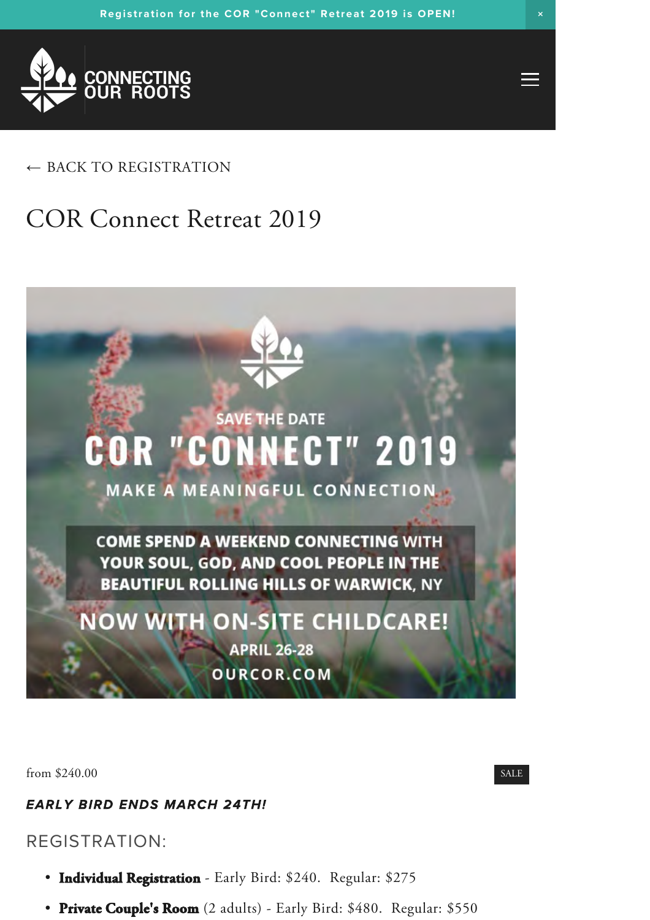Registration for the COR "Connect" Retreat 2019 is OPEN!

CONNECTING OUR ROOTS

← BACK TO REGISTRATION

# COR Connect Retreat 2019

SAVE THE DATE

COR "CONNECT" 2019

MAKE A MEANINGFUL CONNECTION

COME SPEND A WEEKEND CONNECTING WITH YOUR SOUL, GOD, AND COOL PEOPLE IN THE BEAUTIFUL ROLLING HILLS OF WARWICK, NY

NOW WITH ON-SITE CHILDCARE!

APRIL 26-28

OURCOR.COM

from $240.00

SALE

***EARLY BIRD ENDS MARCH 24TH!***

## REGISTRATION:

- **Individual Registration** - Early Bird: $240. Regular: $275
- **Private Couple's Room** (2 adults) - Early Bird: $480. Regular: $550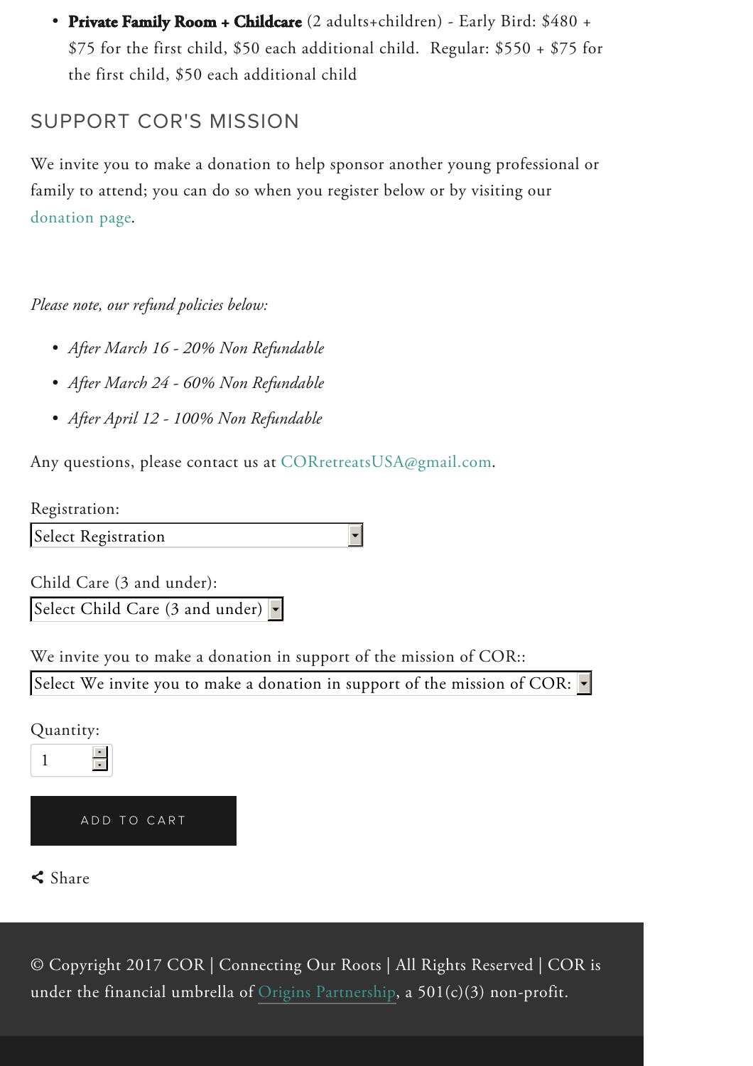- **Private Family Room + Childcare** (2 adults+children) - Early Bird: $480 + $75 for the first child, $50 each additional child.  Regular: $550 + $75 for the first child, $50 each additional child

## SUPPORT COR'S MISSION

We invite you to make a donation to help sponsor another young professional or family to attend; you can do so when you register below or by visiting our donation page.

*Please note, our refund policies below:*

- *After March 16 - 20% Non Refundable*
- *After March 24 - 60% Non Refundable*
- *After April 12 - 100% Non Refundable*

Any questions, please contact us at CORretreatsUSA@gmail.com.

Registration:

Select Registration

Child Care (3 and under):

Select Child Care (3 and under)

We invite you to make a donation in support of the mission of COR::

Select We invite you to make a donation in support of the mission of COR:

Quantity:

1

ADD TO CART

Share

© Copyright 2017 COR | Connecting Our Roots | All Rights Reserved | COR is under the financial umbrella of Origins Partnership, a 501(c)(3) non-profit.